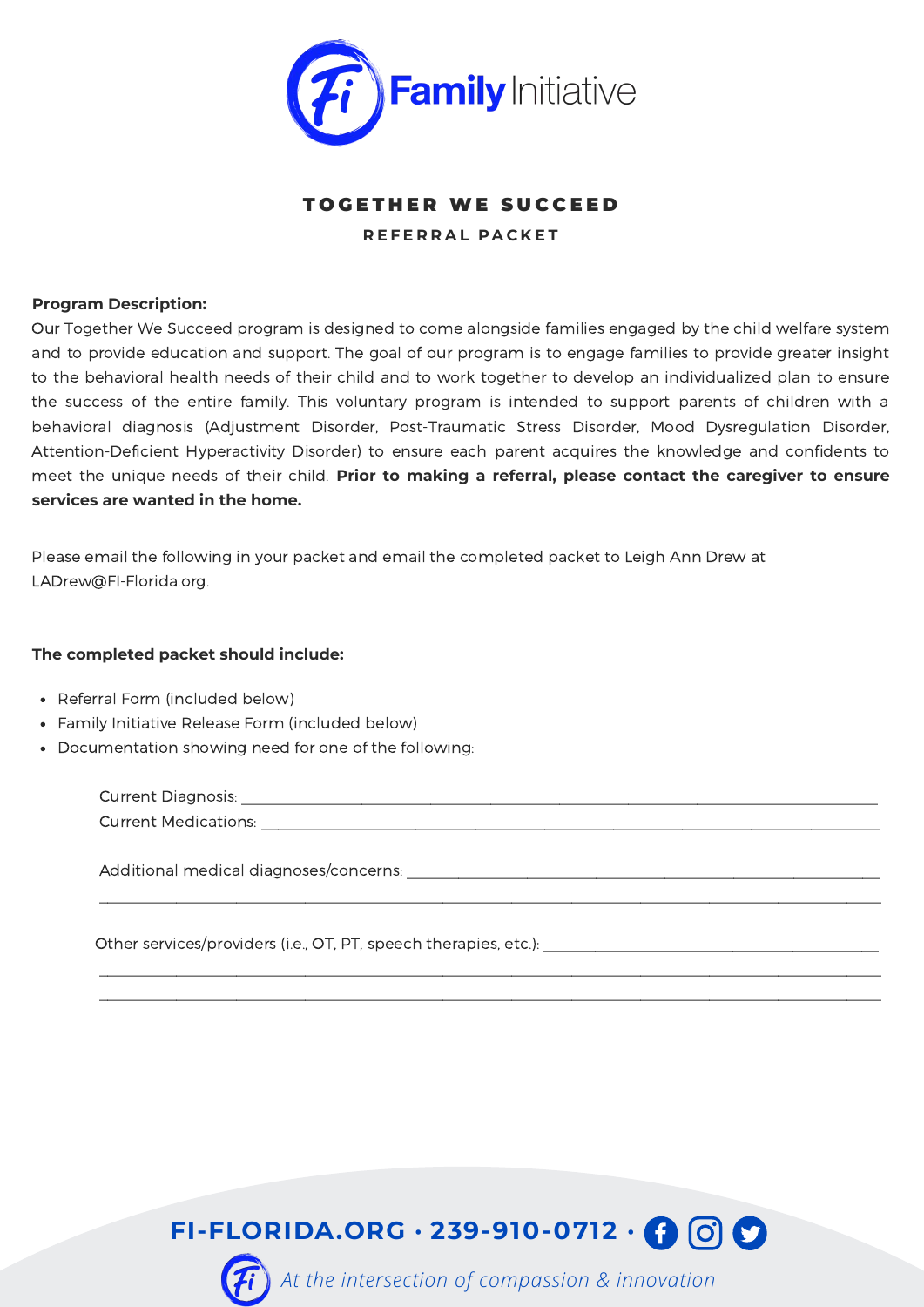Family Initiative

# TOGETHER WE SUCCEED

## REFERRAL PACKET

**Program Description:**
Our Together We Succeed program is designed to come alongside families engaged by the child welfare system and to provide education and support. The goal of our program is to engage families to provide greater insight to the behavioral health needs of their child and to work together to develop an individualized plan to ensure the success of the entire family. This voluntary program is intended to support parents of children with a behavioral diagnosis (Adjustment Disorder, Post-Traumatic Stress Disorder, Mood Dysregulation Disorder, Attention-Deficient Hyperactivity Disorder) to ensure each parent acquires the knowledge and confidents to meet the unique needs of their child. **Prior to making a referral, please contact the caregiver to ensure services are wanted in the home.**

Please email the following in your packet and email the completed packet to Leigh Ann Drew at LADrew@FI-Florida.org.

**The completed packet should include:**

- Referral Form (included below)
- Family Initiative Release Form (included below)
- Documentation showing need for one of the following:

Current Diagnosis: ______________________________

Current Medications: ______________________________

Additional medical diagnoses/concerns: ______________________________

______________________________

Other services/providers (i.e., OT, PT, speech therapies, etc.): ______________________________

______________________________

______________________________

FI-FLORIDA.ORG · 239-910-0712 ·

*At the intersection of compassion & innovation*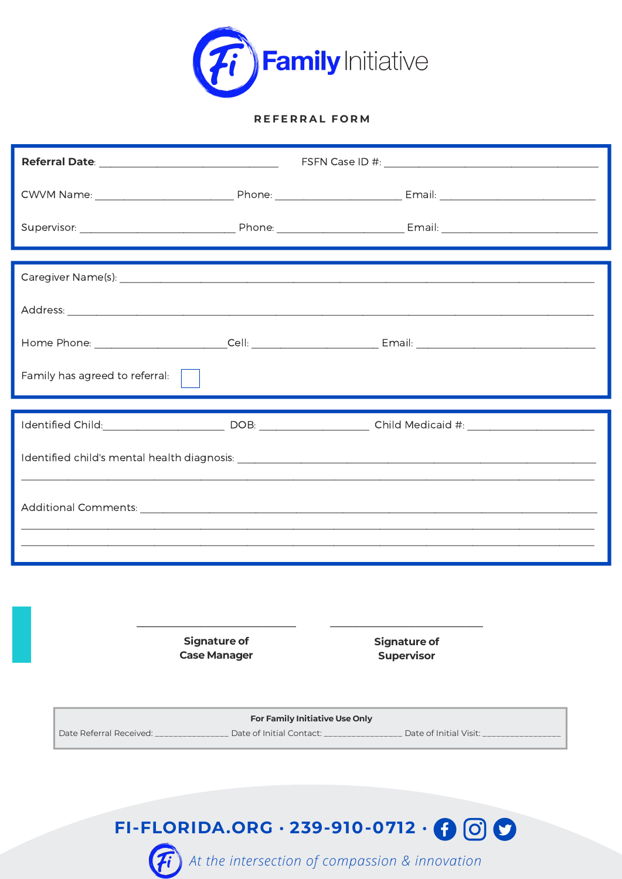# Family Initiative

## REFERRAL FORM

**Referral Date**: ______________________ FSFN Case ID #: ______________________

CWVM Name: ______________________ Phone: ______________________ Email: ______________________

Supervisor: ______________________ Phone: ______________________ Email: ______________________

Caregiver Name(s): ______________________

Address: ______________________

Home Phone: ______________________ Cell: ______________________ Email: ______________________

Family has agreed to referral: ☐

Identified Child: ______________________ DOB: ______________________ Child Medicaid #: ______________________

Identified child's mental health diagnosis: ______________________

______________________

Additional Comments: ______________________

______________________

______________________

______________________ ______________________

**Signature of Case Manager** **Signature of Supervisor**

**For Family Initiative Use Only**

Date Referral Received: ________________ Date of Initial Contact: ________________ Date of Initial Visit: ________________

**FI-FLORIDA.ORG · 239-910-0712 ·**

*At the intersection of compassion & innovation*